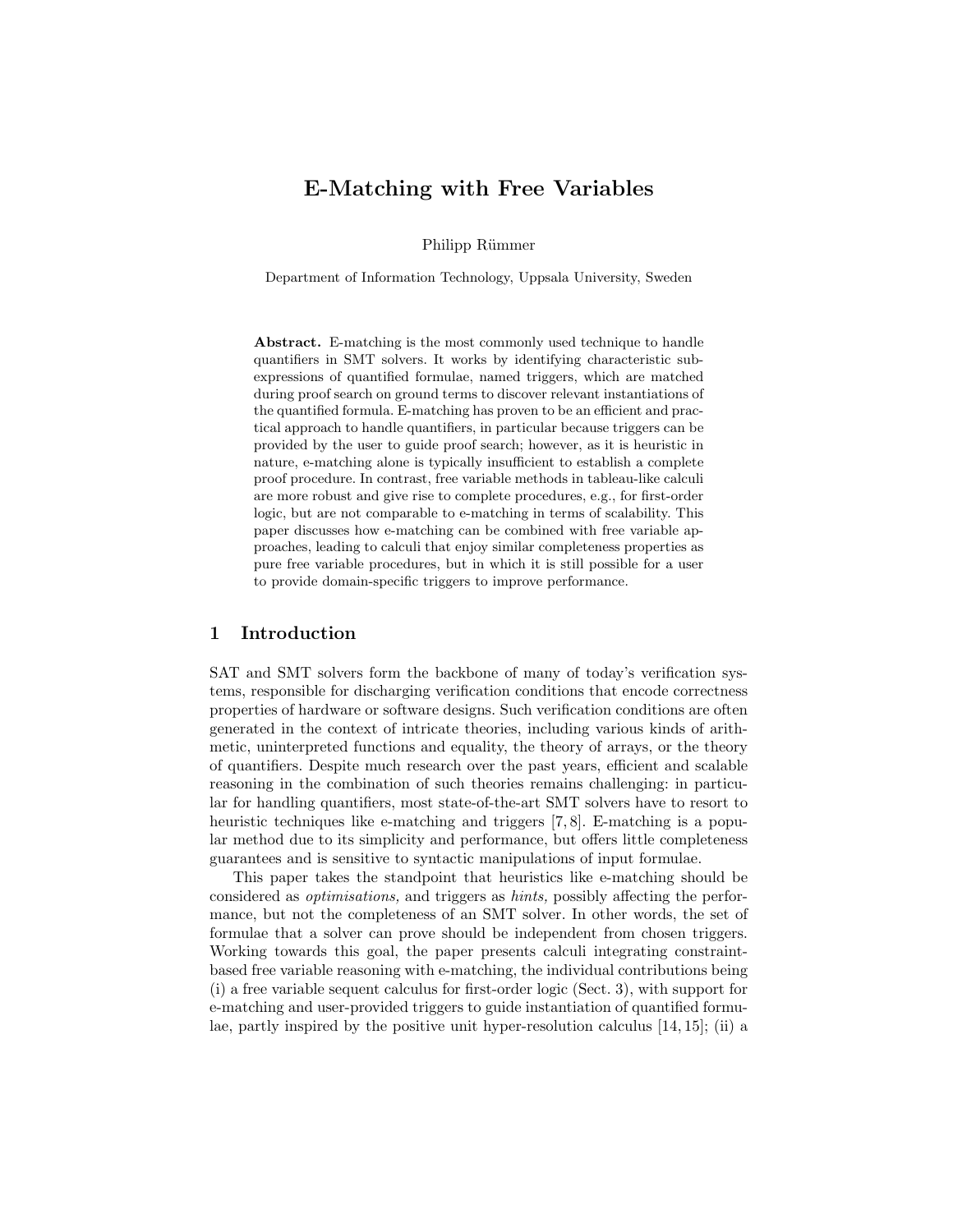# E-Matching with Free Variables

Philipp Rümmer

Department of Information Technology, Uppsala University, Sweden

**Abstract.** E-matching is the most commonly used technique to handle quantifiers in SMT solvers. It works by identifying characteristic subexpressions of quantified formulae, named triggers, which are matched during proof search on ground terms to discover relevant instantiations of the quantified formula. E-matching has proven to be an efficient and practical approach to handle quantifiers, in particular because triggers can be provided by the user to guide proof search; however, as it is heuristic in nature, e-matching alone is typically insufficient to establish a complete proof procedure. In contrast, free variable methods in tableau-like calculi are more robust and give rise to complete procedures, e.g., for first-order logic, but are not comparable to e-matching in terms of scalability. This paper discusses how e-matching can be combined with free variable approaches, leading to calculi that enjoy similar completeness properties as pure free variable procedures, but in which it is still possible for a user to provide domain-specific triggers to improve performance.

## 1 Introduction

SAT and SMT solvers form the backbone of many of today's verification systems, responsible for discharging verification conditions that encode correctness properties of hardware or software designs. Such verification conditions are often generated in the context of intricate theories, including various kinds of arithmetic, uninterpreted functions and equality, the theory of arrays, or the theory of quantifiers. Despite much research over the past years, efficient and scalable reasoning in the combination of such theories remains challenging: in particular for handling quantifiers, most state-of-the-art SMT solvers have to resort to heuristic techniques like e-matching and triggers [7, 8]. E-matching is a popular method due to its simplicity and performance, but offers little completeness guarantees and is sensitive to syntactic manipulations of input formulae.

This paper takes the standpoint that heuristics like e-matching should be considered as *optimisations,* and triggers as *hints,* possibly affecting the performance, but not the completeness of an SMT solver. In other words, the set of formulae that a solver can prove should be independent from chosen triggers. Working towards this goal, the paper presents calculi integrating constraint-based free variable reasoning with e-matching, the individual contributions being (i) a free variable sequent calculus for first-order logic (Sect. 3), with support for e-matching and user-provided triggers to guide instantiation of quantified formulae, partly inspired by the positive unit hyper-resolution calculus [14, 15]; (ii) a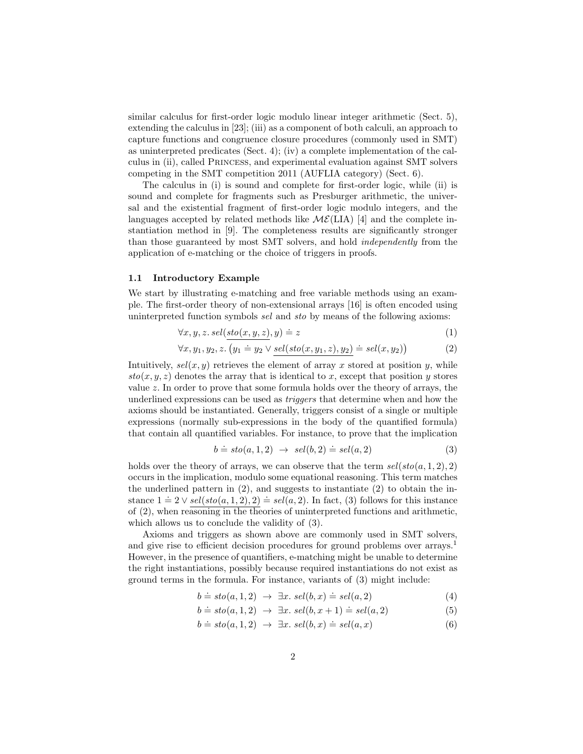similar calculus for first-order logic modulo linear integer arithmetic (Sect. 5), extending the calculus in [23]; (iii) as a component of both calculi, an approach to capture functions and congruence closure procedures (commonly used in SMT) as uninterpreted predicates (Sect. 4); (iv) a complete implementation of the calculus in (ii), called Princess, and experimental evaluation against SMT solvers competing in the SMT competition 2011 (AUFLIA category) (Sect. 6).

The calculus in (i) is sound and complete for first-order logic, while (ii) is sound and complete for fragments such as Presburger arithmetic, the universal and the existential fragment of first-order logic modulo integers, and the languages accepted by related methods like $\mathcal{ME}(\text{LIA})$ [4] and the complete instantiation method in [9]. The completeness results are significantly stronger than those guaranteed by most SMT solvers, and hold *independently* from the application of e-matching or the choice of triggers in proofs.

### 1.1 Introductory Example

We start by illustrating e-matching and free variable methods using an example. The first-order theory of non-extensional arrays [16] is often encoded using uninterpreted function symbols *sel* and *sto* by means of the following axioms:

$$\forall x, y, z.\ sel(\underline{sto(x, y, z)}, y) \doteq z \tag{1}$$

$$\forall x, y_1, y_2, z.\ \big(y_1 \doteq y_2 \vee \underline{sel(sto(x, y_1, z), y_2)} \doteq sel(x, y_2)\big) \tag{2}$$

Intuitively, $sel(x, y)$ retrieves the element of array $x$ stored at position $y$, while $sto(x, y, z)$ denotes the array that is identical to $x$, except that position $y$ stores value $z$. In order to prove that some formula holds over the theory of arrays, the underlined expressions can be used as *triggers* that determine when and how the axioms should be instantiated. Generally, triggers consist of a single or multiple expressions (normally sub-expressions in the body of the quantified formula) that contain all quantified variables. For instance, to prove that the implication

$$b \doteq sto(a, 1, 2)\ \rightarrow\ sel(b, 2) \doteq sel(a, 2) \tag{3}$$

holds over the theory of arrays, we can observe that the term $sel(sto(a, 1, 2), 2)$ occurs in the implication, modulo some equational reasoning. This term matches the underlined pattern in (2), and suggests to instantiate (2) to obtain the instance $1 \doteq 2 \vee \underline{sel(sto(a, 1, 2), 2)} \doteq sel(a, 2)$. In fact, (3) follows for this instance of (2), when reasoning in the theories of uninterpreted functions and arithmetic, which allows us to conclude the validity of (3).

Axioms and triggers as shown above are commonly used in SMT solvers, and give rise to efficient decision procedures for ground problems over arrays.[1] However, in the presence of quantifiers, e-matching might be unable to determine the right instantiations, possibly because required instantiations do not exist as ground terms in the formula. For instance, variants of (3) might include:

$$b \doteq sto(a, 1, 2)\ \rightarrow\ \exists x.\ sel(b, x) \doteq sel(a, 2) \tag{4}$$

$$b \doteq sto(a, 1, 2)\ \rightarrow\ \exists x.\ sel(b, x + 1) \doteq sel(a, 2) \tag{5}$$

$$b \doteq sto(a, 1, 2)\ \rightarrow\ \exists x.\ sel(b, x) \doteq sel(a, x) \tag{6}$$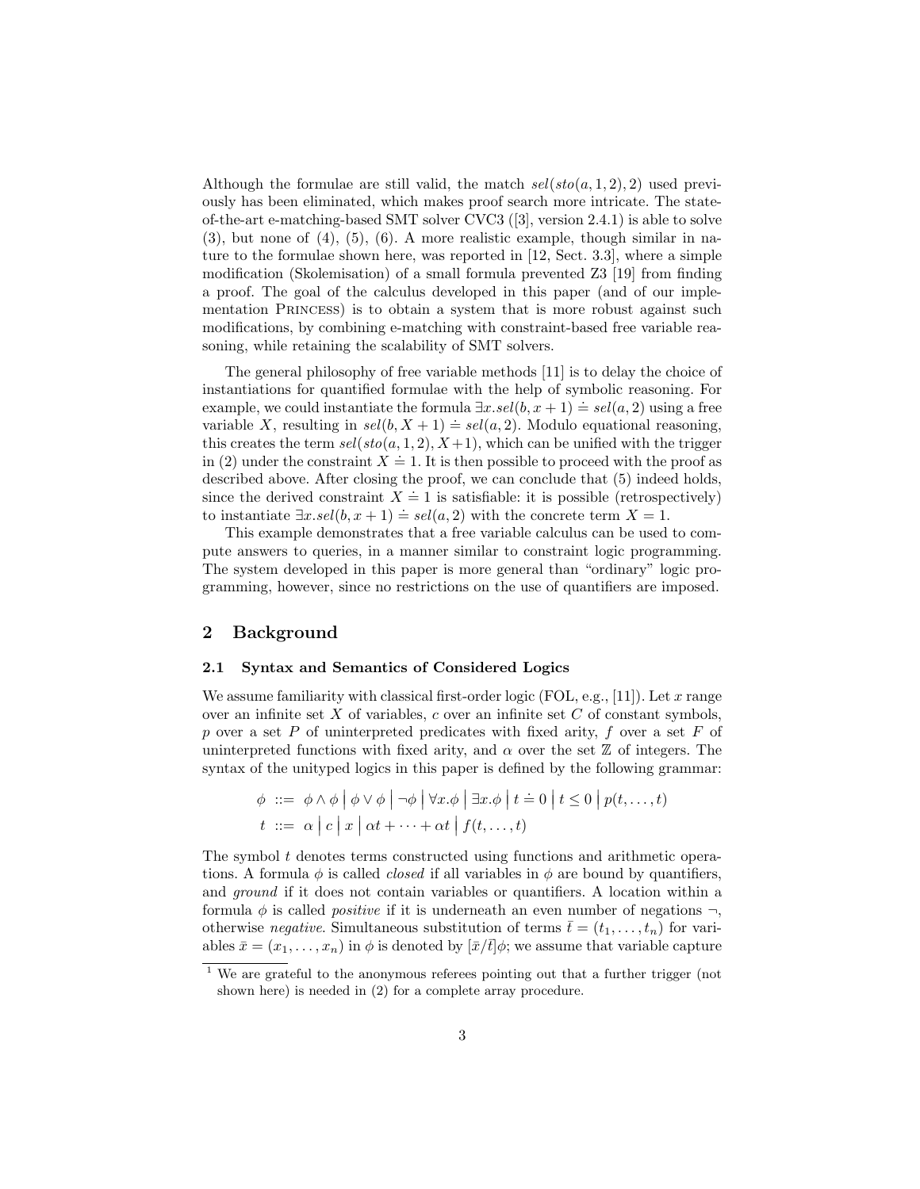Although the formulae are still valid, the match $sel(sto(a, 1, 2), 2)$ used previously has been eliminated, which makes proof search more intricate. The state-of-the-art e-matching-based SMT solver CVC3 ([3], version 2.4.1) is able to solve (3), but none of (4), (5), (6). A more realistic example, though similar in nature to the formulae shown here, was reported in [12, Sect. 3.3], where a simple modification (Skolemisation) of a small formula prevented Z3 [19] from finding a proof. The goal of the calculus developed in this paper (and of our implementation Princess) is to obtain a system that is more robust against such modifications, by combining e-matching with constraint-based free variable reasoning, while retaining the scalability of SMT solvers.

The general philosophy of free variable methods [11] is to delay the choice of instantiations for quantified formulae with the help of symbolic reasoning. For example, we could instantiate the formula $\exists x. sel(b, x + 1) \doteq sel(a, 2)$ using a free variable $X$, resulting in $sel(b, X + 1) \doteq sel(a, 2)$. Modulo equational reasoning, this creates the term $sel(sto(a, 1, 2), X+1)$, which can be unified with the trigger in (2) under the constraint $X \doteq 1$. It is then possible to proceed with the proof as described above. After closing the proof, we can conclude that (5) indeed holds, since the derived constraint $X \doteq 1$ is satisfiable: it is possible (retrospectively) to instantiate $\exists x. sel(b, x + 1) \doteq sel(a, 2)$ with the concrete term $X = 1$.

This example demonstrates that a free variable calculus can be used to compute answers to queries, in a manner similar to constraint logic programming. The system developed in this paper is more general than "ordinary" logic programming, however, since no restrictions on the use of quantifiers are imposed.

## 2 Background

### 2.1 Syntax and Semantics of Considered Logics

We assume familiarity with classical first-order logic (FOL, e.g., [11]). Let $x$ range over an infinite set $X$ of variables, $c$ over an infinite set $C$ of constant symbols, $p$ over a set $P$ of uninterpreted predicates with fixed arity, $f$ over a set $F$ of uninterpreted functions with fixed arity, and $\alpha$ over the set $\mathbb{Z}$ of integers. The syntax of the unityped logics in this paper is defined by the following grammar:

$$\begin{aligned} \phi \ &::= \ \phi \wedge \phi \mid \phi \vee \phi \mid \neg \phi \mid \forall x. \phi \mid \exists x. \phi \mid t \doteq 0 \mid t \leq 0 \mid p(t, \ldots, t) \\ t \ &::= \ \alpha \mid c \mid x \mid \alpha t + \cdots + \alpha t \mid f(t, \ldots, t) \end{aligned}$$

The symbol $t$ denotes terms constructed using functions and arithmetic operations. A formula $\phi$ is called *closed* if all variables in $\phi$ are bound by quantifiers, and *ground* if it does not contain variables or quantifiers. A location within a formula $\phi$ is called *positive* if it is underneath an even number of negations $\neg$, otherwise *negative*. Simultaneous substitution of terms $\bar{t} = (t_1, \ldots, t_n)$ for variables $\bar{x} = (x_1, \ldots, x_n)$ in $\phi$ is denoted by $[\bar{x}/\bar{t}]\phi$; we assume that variable capture

[1] We are grateful to the anonymous referees pointing out that a further trigger (not shown here) is needed in (2) for a complete array procedure.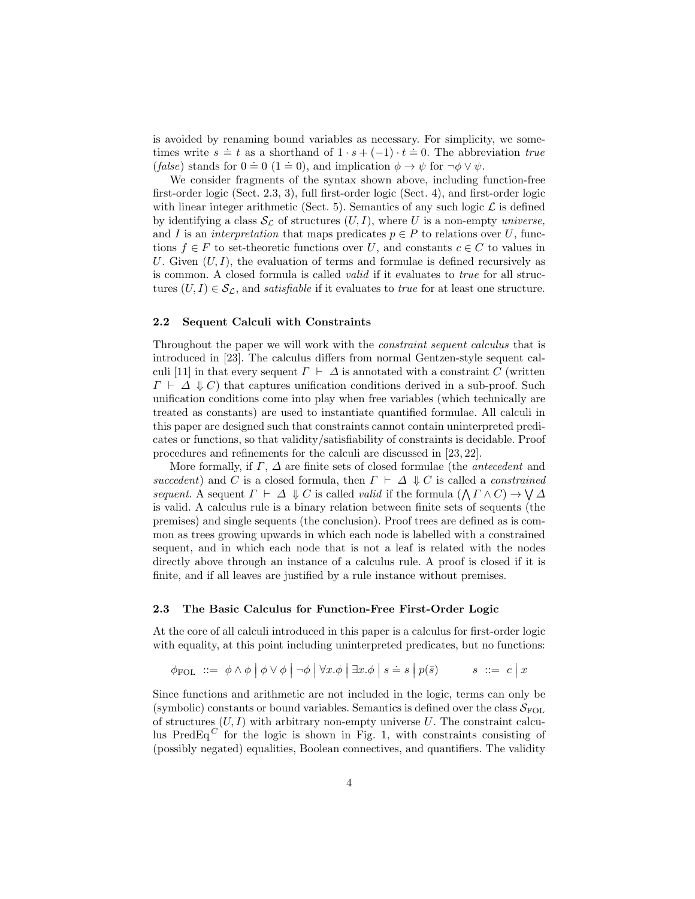is avoided by renaming bound variables as necessary. For simplicity, we sometimes write $s \doteq t$ as a shorthand of $1 \cdot s + (-1) \cdot t \doteq 0$. The abbreviation *true* (*false*) stands for $0 \doteq 0$ ($1 \doteq 0$), and implication $\phi \rightarrow \psi$ for $\neg\phi \vee \psi$.

We consider fragments of the syntax shown above, including function-free first-order logic (Sect. 2.3, 3), full first-order logic (Sect. 4), and first-order logic with linear integer arithmetic (Sect. 5). Semantics of any such logic $\mathcal{L}$ is defined by identifying a class $\mathcal{S}_{\mathcal{L}}$ of structures $(U, I)$, where $U$ is a non-empty *universe,* and $I$ is an *interpretation* that maps predicates $p \in P$ to relations over $U$, functions $f \in F$ to set-theoretic functions over $U$, and constants $c \in C$ to values in $U$. Given $(U, I)$, the evaluation of terms and formulae is defined recursively as is common. A closed formula is called *valid* if it evaluates to *true* for all structures $(U, I) \in \mathcal{S}_{\mathcal{L}}$, and *satisfiable* if it evaluates to *true* for at least one structure.

### 2.2 Sequent Calculi with Constraints

Throughout the paper we will work with the *constraint sequent calculus* that is introduced in [23]. The calculus differs from normal Gentzen-style sequent calculi [11] in that every sequent $\Gamma \vdash \Delta$ is annotated with a constraint $C$ (written $\Gamma \vdash \Delta \Downarrow C$) that captures unification conditions derived in a sub-proof. Such unification conditions come into play when free variables (which technically are treated as constants) are used to instantiate quantified formulae. All calculi in this paper are designed such that constraints cannot contain uninterpreted predicates or functions, so that validity/satisfiability of constraints is decidable. Proof procedures and refinements for the calculi are discussed in [23, 22].

More formally, if $\Gamma$, $\Delta$ are finite sets of closed formulae (the *antecedent* and *succedent*) and $C$ is a closed formula, then $\Gamma \vdash \Delta \Downarrow C$ is called a *constrained sequent.* A sequent $\Gamma \vdash \Delta \Downarrow C$ is called *valid* if the formula $(\bigwedge \Gamma \wedge C) \rightarrow \bigvee \Delta$ is valid. A calculus rule is a binary relation between finite sets of sequents (the premises) and single sequents (the conclusion). Proof trees are defined as is common as trees growing upwards in which each node is labelled with a constrained sequent, and in which each node that is not a leaf is related with the nodes directly above through an instance of a calculus rule. A proof is closed if it is finite, and if all leaves are justified by a rule instance without premises.

### 2.3 The Basic Calculus for Function-Free First-Order Logic

At the core of all calculi introduced in this paper is a calculus for first-order logic with equality, at this point including uninterpreted predicates, but no functions:

$$\phi_{\mathrm{FOL}} ::= \phi \wedge \phi \mid \phi \vee \phi \mid \neg\phi \mid \forall x.\phi \mid \exists x.\phi \mid s \doteq s \mid p(\bar{s}) \qquad s ::= c \mid x$$

Since functions and arithmetic are not included in the logic, terms can only be (symbolic) constants or bound variables. Semantics is defined over the class $\mathcal{S}_{\mathrm{FOL}}$ of structures $(U, I)$ with arbitrary non-empty universe $U$. The constraint calculus $\mathrm{PredEq}^C$ for the logic is shown in Fig. 1, with constraints consisting of (possibly negated) equalities, Boolean connectives, and quantifiers. The validity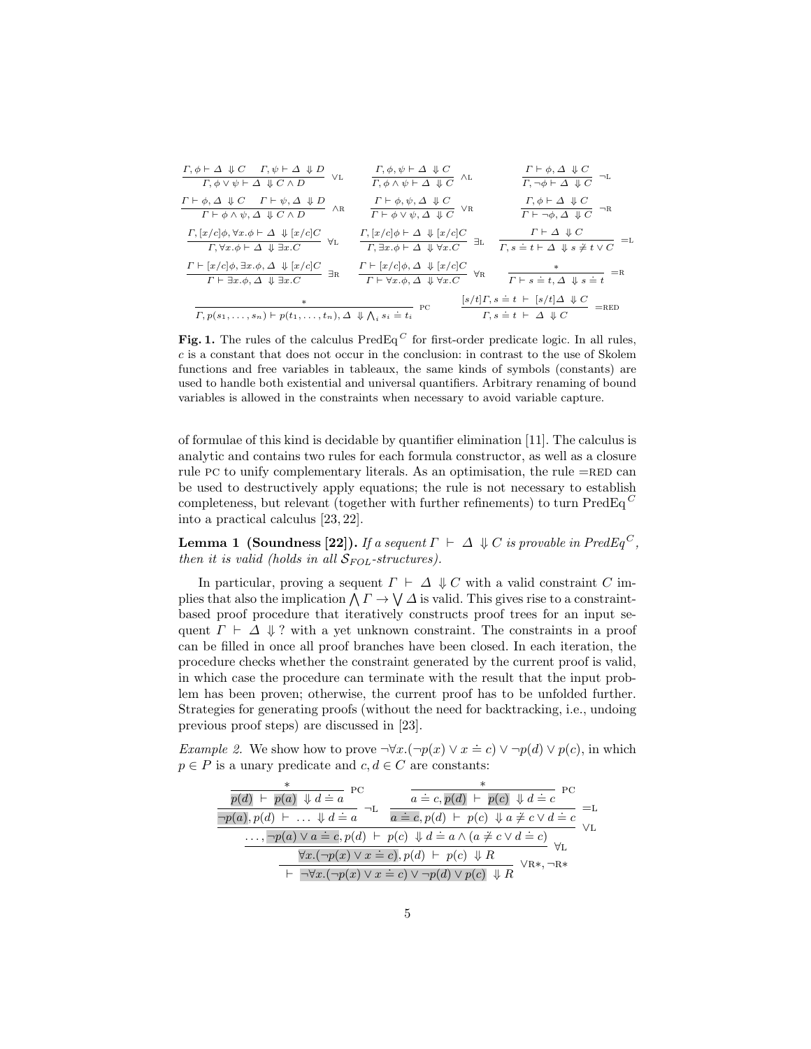$$\frac{\Gamma, \phi \vdash \Delta \Downarrow C \quad \Gamma, \psi \vdash \Delta \Downarrow D}{\Gamma, \phi \vee \psi \vdash \Delta \Downarrow C \wedge D} \vee\text{L} \qquad \frac{\Gamma, \phi, \psi \vdash \Delta \Downarrow C}{\Gamma, \phi \wedge \psi \vdash \Delta \Downarrow C} \wedge\text{L} \qquad \frac{\Gamma \vdash \phi, \Delta \Downarrow C}{\Gamma, \neg\phi \vdash \Delta \Downarrow C} \neg\text{L}$$

$$\frac{\Gamma \vdash \phi, \Delta \Downarrow C \quad \Gamma \vdash \psi, \Delta \Downarrow D}{\Gamma \vdash \phi \wedge \psi, \Delta \Downarrow C \wedge D} \wedge\text{R} \qquad \frac{\Gamma \vdash \phi, \psi, \Delta \Downarrow C}{\Gamma \vdash \phi \vee \psi, \Delta \Downarrow C} \vee\text{R} \qquad \frac{\Gamma, \phi \vdash \Delta \Downarrow C}{\Gamma \vdash \neg\phi, \Delta \Downarrow C} \neg\text{R}$$

$$\frac{\Gamma, [x/c]\phi, \forall x.\phi \vdash \Delta \Downarrow [x/c]C}{\Gamma, \forall x.\phi \vdash \Delta \Downarrow \exists x.C} \forall\text{L} \qquad \frac{\Gamma, [x/c]\phi \vdash \Delta \Downarrow [x/c]C}{\Gamma, \exists x.\phi \vdash \Delta \Downarrow \forall x.C} \exists\text{L} \qquad \frac{\Gamma \vdash \Delta \Downarrow C}{\Gamma, s \doteq t \vdash \Delta \Downarrow s \not\doteq t \vee C} =\text{L}$$

$$\frac{\Gamma \vdash [x/c]\phi, \exists x.\phi, \Delta \Downarrow [x/c]C}{\Gamma \vdash \exists x.\phi, \Delta \Downarrow \exists x.C} \exists\text{R} \qquad \frac{\Gamma \vdash [x/c]\phi, \Delta \Downarrow [x/c]C}{\Gamma \vdash \forall x.\phi, \Delta \Downarrow \forall x.C} \forall\text{R} \qquad \frac{*}{\Gamma \vdash s \doteq t, \Delta \Downarrow s \doteq t} =\text{R}$$

$$\frac{*}{\Gamma, p(s_1, \ldots, s_n) \vdash p(t_1, \ldots, t_n), \Delta \Downarrow \bigwedge_i s_i \doteq t_i} \text{PC} \qquad \frac{[s/t]\Gamma, s \doteq t \vdash [s/t]\Delta \Downarrow C}{\Gamma, s \doteq t \vdash \Delta \Downarrow C} =\text{RED}$$

**Fig. 1.** The rules of the calculus $\text{PredEq}^C$ for first-order predicate logic. In all rules, $c$ is a constant that does not occur in the conclusion: in contrast to the use of Skolem functions and free variables in tableaux, the same kinds of symbols (constants) are used to handle both existential and universal quantifiers. Arbitrary renaming of bound variables is allowed in the constraints when necessary to avoid variable capture.

of formulae of this kind is decidable by quantifier elimination [11]. The calculus is analytic and contains two rules for each formula constructor, as well as a closure rule PC to unify complementary literals. As an optimisation, the rule =RED can be used to destructively apply equations; the rule is not necessary to establish completeness, but relevant (together with further refinements) to turn $\text{PredEq}^C$ into a practical calculus [23, 22].

**Lemma 1 (Soundness [22]).** *If a sequent $\Gamma \vdash \Delta \Downarrow C$ is provable in $\text{PredEq}^C$, then it is valid (holds in all $\mathcal{S}_{FOL}$-structures).*

In particular, proving a sequent $\Gamma \vdash \Delta \Downarrow C$ with a valid constraint $C$ implies that also the implication $\bigwedge \Gamma \to \bigvee \Delta$ is valid. This gives rise to a constraint-based proof procedure that iteratively constructs proof trees for an input sequent $\Gamma \vdash \Delta \Downarrow ?$ with a yet unknown constraint. The constraints in a proof can be filled in once all proof branches have been closed. In each iteration, the procedure checks whether the constraint generated by the current proof is valid, in which case the procedure can terminate with the result that the input problem has been proven; otherwise, the current proof has to be unfolded further. Strategies for generating proofs (without the need for backtracking, i.e., undoing previous proof steps) are discussed in [23].

*Example 2.* We show how to prove $\neg\forall x.(\neg p(x) \vee x \doteq c) \vee \neg p(d) \vee p(c)$, in which $p \in P$ is a unary predicate and $c, d \in C$ are constants:

$$\cfrac{\cfrac{\cfrac{\cfrac{\cfrac{*}{p(d) \vdash p(a) \Downarrow d \doteq a}\text{PC}}{\neg p(a), p(d) \vdash \ldots \Downarrow d \doteq a}\neg\text{L} \qquad \cfrac{\cfrac{*}{a \doteq c, p(d) \vdash p(c) \Downarrow d \doteq c}\text{PC}}{a \doteq c, p(d) \vdash p(c) \Downarrow a \not\doteq c \vee d \doteq c}=\text{L}}{\ldots, \neg p(a) \vee a \doteq c, p(d) \vdash p(c) \Downarrow d \doteq a \wedge (a \not\doteq c \vee d \doteq c)}\vee\text{L}}{\forall x.(\neg p(x) \vee x \doteq c), p(d) \vdash p(c) \Downarrow R}\forall\text{L}}{\vdash \neg\forall x.(\neg p(x) \vee x \doteq c) \vee \neg p(d) \vee p(c) \Downarrow R}\vee\text{R}*, \neg\text{R}*$$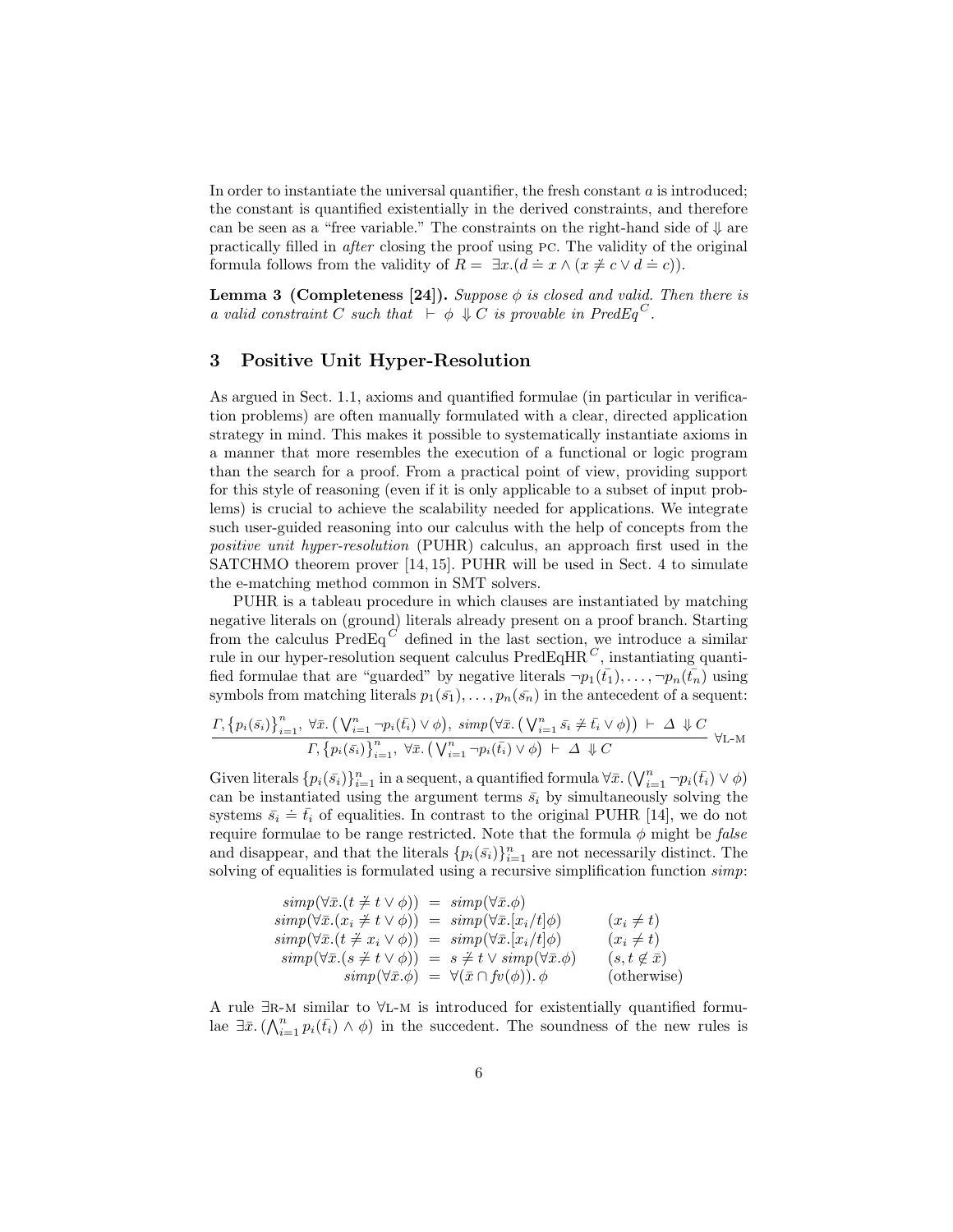In order to instantiate the universal quantifier, the fresh constant $a$ is introduced; the constant is quantified existentially in the derived constraints, and therefore can be seen as a "free variable." The constraints on the right-hand side of $\Downarrow$ are practically filled in *after* closing the proof using PC. The validity of the original formula follows from the validity of $R = \exists x.(d \doteq x \land (x \not\doteq c \lor d \doteq c))$.

**Lemma 3 (Completeness [24]).** *Suppose $\phi$ is closed and valid. Then there is a valid constraint $C$ such that $\vdash \phi \Downarrow C$ is provable in $PredEq^C$.*

## 3 Positive Unit Hyper-Resolution

As argued in Sect. 1.1, axioms and quantified formulae (in particular in verification problems) are often manually formulated with a clear, directed application strategy in mind. This makes it possible to systematically instantiate axioms in a manner that more resembles the execution of a functional or logic program than the search for a proof. From a practical point of view, providing support for this style of reasoning (even if it is only applicable to a subset of input problems) is crucial to achieve the scalability needed for applications. We integrate such user-guided reasoning into our calculus with the help of concepts from the *positive unit hyper-resolution* (PUHR) calculus, an approach first used in the SATCHMO theorem prover [14, 15]. PUHR will be used in Sect. 4 to simulate the e-matching method common in SMT solvers.

PUHR is a tableau procedure in which clauses are instantiated by matching negative literals on (ground) literals already present on a proof branch. Starting from the calculus $\text{PredEq}^C$ defined in the last section, we introduce a similar rule in our hyper-resolution sequent calculus $\text{PredEqHR}^C$, instantiating quantified formulae that are "guarded" by negative literals $\neg p_1(\bar{t_1}), \ldots, \neg p_n(\bar{t_n})$ using symbols from matching literals $p_1(\bar{s_1}), \ldots, p_n(\bar{s_n})$ in the antecedent of a sequent:

$$\frac{\Gamma, \{p_i(\bar{s_i})\}_{i=1}^n,\ \forall \bar{x}. \big(\bigvee_{i=1}^n \neg p_i(\bar{t_i}) \lor \phi\big),\ simp\big(\forall \bar{x}. \big(\bigvee_{i=1}^n \bar{s_i} \not\doteq \bar{t_i} \lor \phi\big)\big) \ \vdash\ \Delta \Downarrow C}{\Gamma, \{p_i(\bar{s_i})\}_{i=1}^n,\ \forall \bar{x}. \big(\bigvee_{i=1}^n \neg p_i(\bar{t_i}) \lor \phi\big) \ \vdash\ \Delta \Downarrow C} \ \forall\text{L-M}$$

Given literals $\{p_i(\bar{s_i})\}_{i=1}^n$ in a sequent, a quantified formula $\forall \bar{x}. \big(\bigvee_{i=1}^n \neg p_i(\bar{t_i}) \lor \phi\big)$ can be instantiated using the argument terms $\bar{s_i}$ by simultaneously solving the systems $\bar{s_i} \doteq \bar{t_i}$ of equalities. In contrast to the original PUHR [14], we do not require formulae to be range restricted. Note that the formula $\phi$ might be *false* and disappear, and that the literals $\{p_i(\bar{s_i})\}_{i=1}^n$ are not necessarily distinct. The solving of equalities is formulated using a recursive simplification function *simp*:

$$\begin{array}{rcll}
simp(\forall \bar{x}.(t \not\doteq t \lor \phi)) & = & simp(\forall \bar{x}.\phi) & \\
simp(\forall \bar{x}.(x_i \not\doteq t \lor \phi)) & = & simp(\forall \bar{x}.[x_i/t]\phi) & (x_i \neq t) \\
simp(\forall \bar{x}.(t \not\doteq x_i \lor \phi)) & = & simp(\forall \bar{x}.[x_i/t]\phi) & (x_i \neq t) \\
simp(\forall \bar{x}.(s \not\doteq t \lor \phi)) & = & s \not\doteq t \lor simp(\forall \bar{x}.\phi) & (s, t \notin \bar{x}) \\
simp(\forall \bar{x}.\phi) & = & \forall (\bar{x} \cap fv(\phi)).\, \phi & \text{(otherwise)}
\end{array}$$

A rule $\exists$R-M similar to $\forall$L-M is introduced for existentially quantified formulae $\exists \bar{x}. \big(\bigwedge_{i=1}^n p_i(\bar{t_i}) \land \phi\big)$ in the succedent. The soundness of the new rules is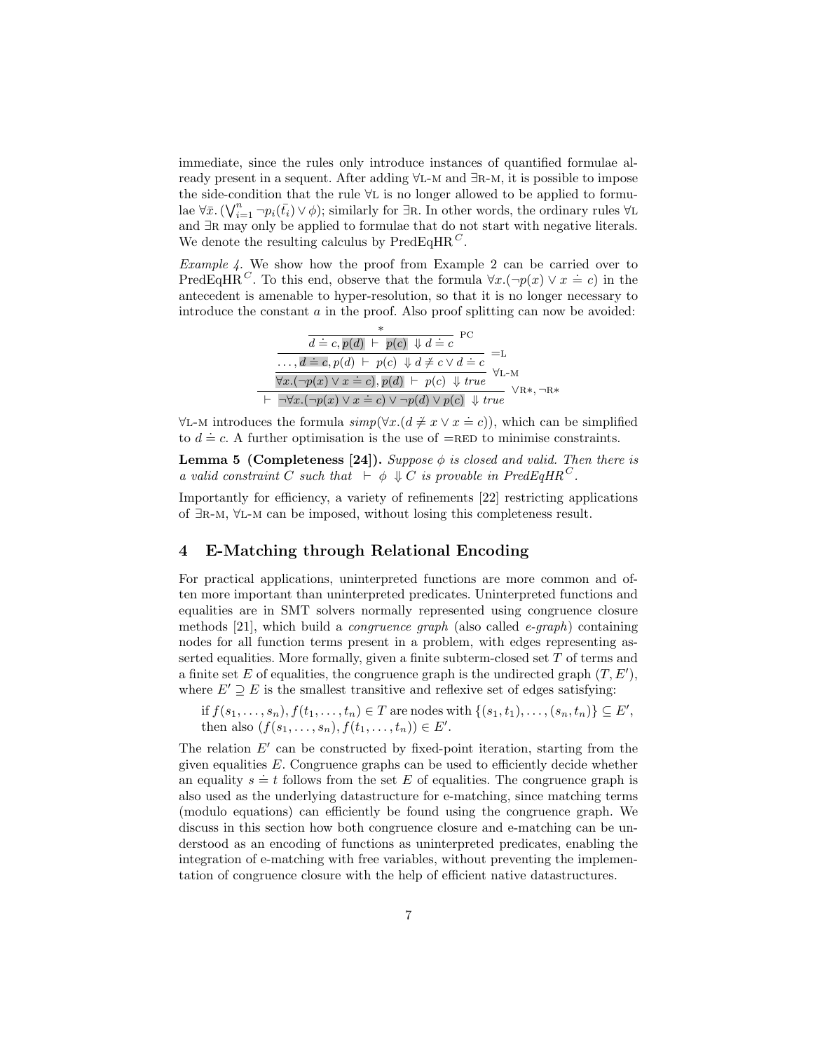immediate, since the rules only introduce instances of quantified formulae already present in a sequent. After adding ∀L-M and ∃R-M, it is possible to impose the side-condition that the rule ∀L is no longer allowed to be applied to formulae $\forall \bar{x}. (\bigvee_{i=1}^{n} \neg p_i(\bar{t_i}) \vee \phi)$; similarly for ∃R. In other words, the ordinary rules ∀L and ∃R may only be applied to formulae that do not start with negative literals. We denote the resulting calculus by PredEqHR$^C$.

*Example 4.* We show how the proof from Example 2 can be carried over to PredEqHR$^C$. To this end, observe that the formula $\forall x.(\neg p(x) \vee x \doteq c)$ in the antecedent is amenable to hyper-resolution, so that it is no longer necessary to introduce the constant $a$ in the proof. Also proof splitting can now be avoided:

$$
\dfrac{\dfrac{\dfrac{\dfrac{*}{d \doteq c, p(d) \;\vdash\; p(c) \;\Downarrow d \doteq c}\;\text{PC}}{\ldots, d \doteq c, p(d) \;\vdash\; p(c) \;\Downarrow d \not\doteq c \vee d \doteq c}\;{=}\text{L}}{\forall x.(\neg p(x) \vee x \doteq c), p(d) \;\vdash\; p(c) \;\Downarrow \mathit{true}}\;\forall\text{L-M}}{\vdash\; \neg\forall x.(\neg p(x) \vee x \doteq c) \vee \neg p(d) \vee p(c) \;\Downarrow \mathit{true}}\;\vee\text{R}*, \neg\text{R}*
$$

∀L-M introduces the formula $\mathit{simp}(\forall x.(d \not\doteq x \vee x \doteq c))$, which can be simplified to $d \doteq c$. A further optimisation is the use of =RED to minimise constraints.

**Lemma 5 (Completeness [24]).** *Suppose $\phi$ is closed and valid. Then there is a valid constraint $C$ such that $\vdash \phi \Downarrow C$ is provable in PredEqHR$^C$.*

Importantly for efficiency, a variety of refinements [22] restricting applications of ∃R-M, ∀L-M can be imposed, without losing this completeness result.

## 4 E-Matching through Relational Encoding

For practical applications, uninterpreted functions are more common and often more important than uninterpreted predicates. Uninterpreted functions and equalities are in SMT solvers normally represented using congruence closure methods [21], which build a *congruence graph* (also called *e-graph*) containing nodes for all function terms present in a problem, with edges representing asserted equalities. More formally, given a finite subterm-closed set $T$ of terms and a finite set $E$ of equalities, the congruence graph is the undirected graph $(T, E')$, where $E' \supseteq E$ is the smallest transitive and reflexive set of edges satisfying:

if $f(s_1, \ldots, s_n), f(t_1, \ldots, t_n) \in T$ are nodes with $\{(s_1, t_1), \ldots, (s_n, t_n)\} \subseteq E'$, then also $(f(s_1, \ldots, s_n), f(t_1, \ldots, t_n)) \in E'$.

The relation $E'$ can be constructed by fixed-point iteration, starting from the given equalities $E$. Congruence graphs can be used to efficiently decide whether an equality $s \doteq t$ follows from the set $E$ of equalities. The congruence graph is also used as the underlying datastructure for e-matching, since matching terms (modulo equations) can efficiently be found using the congruence graph. We discuss in this section how both congruence closure and e-matching can be understood as an encoding of functions as uninterpreted predicates, enabling the integration of e-matching with free variables, without preventing the implementation of congruence closure with the help of efficient native datastructures.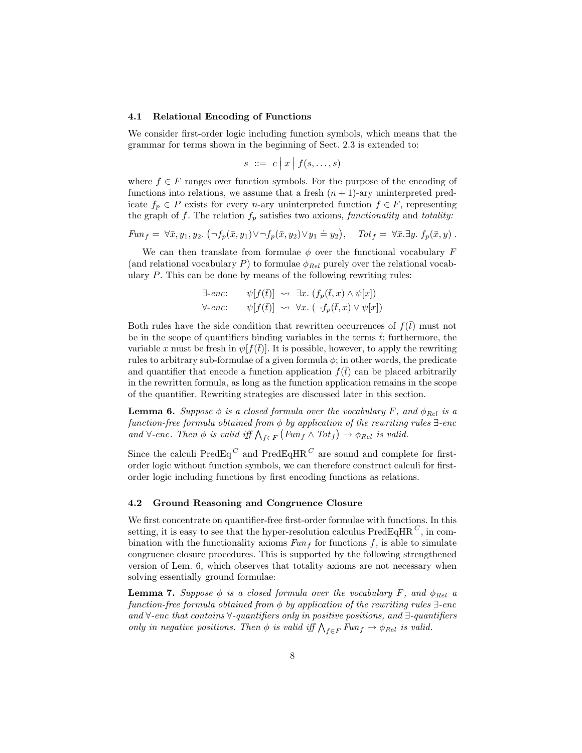### 4.1 Relational Encoding of Functions

We consider first-order logic including function symbols, which means that the grammar for terms shown in the beginning of Sect. 2.3 is extended to:

$$s ::= c \mid x \mid f(s, \ldots, s)$$

where $f \in F$ ranges over function symbols. For the purpose of the encoding of functions into relations, we assume that a fresh $(n+1)$-ary uninterpreted predicate $f_p \in P$ exists for every $n$-ary uninterpreted function $f \in F$, representing the graph of $f$. The relation $f_p$ satisfies two axioms, *functionality* and *totality:*

$$Fun_f = \forall \bar{x}, y_1, y_2. \left(\neg f_p(\bar{x}, y_1) \vee \neg f_p(\bar{x}, y_2) \vee y_1 \doteq y_2\right), \quad Tot_f = \forall \bar{x}. \exists y.\ f_p(\bar{x}, y)\ .$$

We can then translate from formulae $\phi$ over the functional vocabulary $F$ (and relational vocabulary $P$) to formulae $\phi_{Rel}$ purely over the relational vocabulary $P$. This can be done by means of the following rewriting rules:

$$\begin{array}{lrcl} \exists\text{-}enc: & \psi[f(\bar{t})] & \rightsquigarrow & \exists x.\ (f_p(\bar{t}, x) \wedge \psi[x]) \\ \forall\text{-}enc: & \psi[f(\bar{t})] & \rightsquigarrow & \forall x.\ (\neg f_p(\bar{t}, x) \vee \psi[x]) \end{array}$$

Both rules have the side condition that rewritten occurrences of $f(\bar{t})$ must not be in the scope of quantifiers binding variables in the terms $\bar{t}$; furthermore, the variable $x$ must be fresh in $\psi[f(\bar{t})]$. It is possible, however, to apply the rewriting rules to arbitrary sub-formulae of a given formula $\phi$; in other words, the predicate and quantifier that encode a function application $f(\bar{t})$ can be placed arbitrarily in the rewritten formula, as long as the function application remains in the scope of the quantifier. Rewriting strategies are discussed later in this section.

**Lemma 6.** *Suppose $\phi$ is a closed formula over the vocabulary $F$, and $\phi_{Rel}$ is a function-free formula obtained from $\phi$ by application of the rewriting rules $\exists$-enc and $\forall$-enc. Then $\phi$ is valid iff $\bigwedge_{f \in F} \left(Fun_f \wedge Tot_f\right) \rightarrow \phi_{Rel}$ is valid.*

Since the calculi $\text{PredEq}^C$ and $\text{PredEqHR}^C$ are sound and complete for first-order logic without function symbols, we can therefore construct calculi for first-order logic including functions by first encoding functions as relations.

### 4.2 Ground Reasoning and Congruence Closure

We first concentrate on quantifier-free first-order formulae with functions. In this setting, it is easy to see that the hyper-resolution calculus $\text{PredEqHR}^C$, in combination with the functionality axioms $Fun_f$ for functions $f$, is able to simulate congruence closure procedures. This is supported by the following strengthened version of Lem. 6, which observes that totality axioms are not necessary when solving essentially ground formulae:

**Lemma 7.** *Suppose $\phi$ is a closed formula over the vocabulary $F$, and $\phi_{Rel}$ a function-free formula obtained from $\phi$ by application of the rewriting rules $\exists$-enc and $\forall$-enc that contains $\forall$-quantifiers only in positive positions, and $\exists$-quantifiers only in negative positions. Then $\phi$ is valid iff $\bigwedge_{f \in F} Fun_f \rightarrow \phi_{Rel}$ is valid.*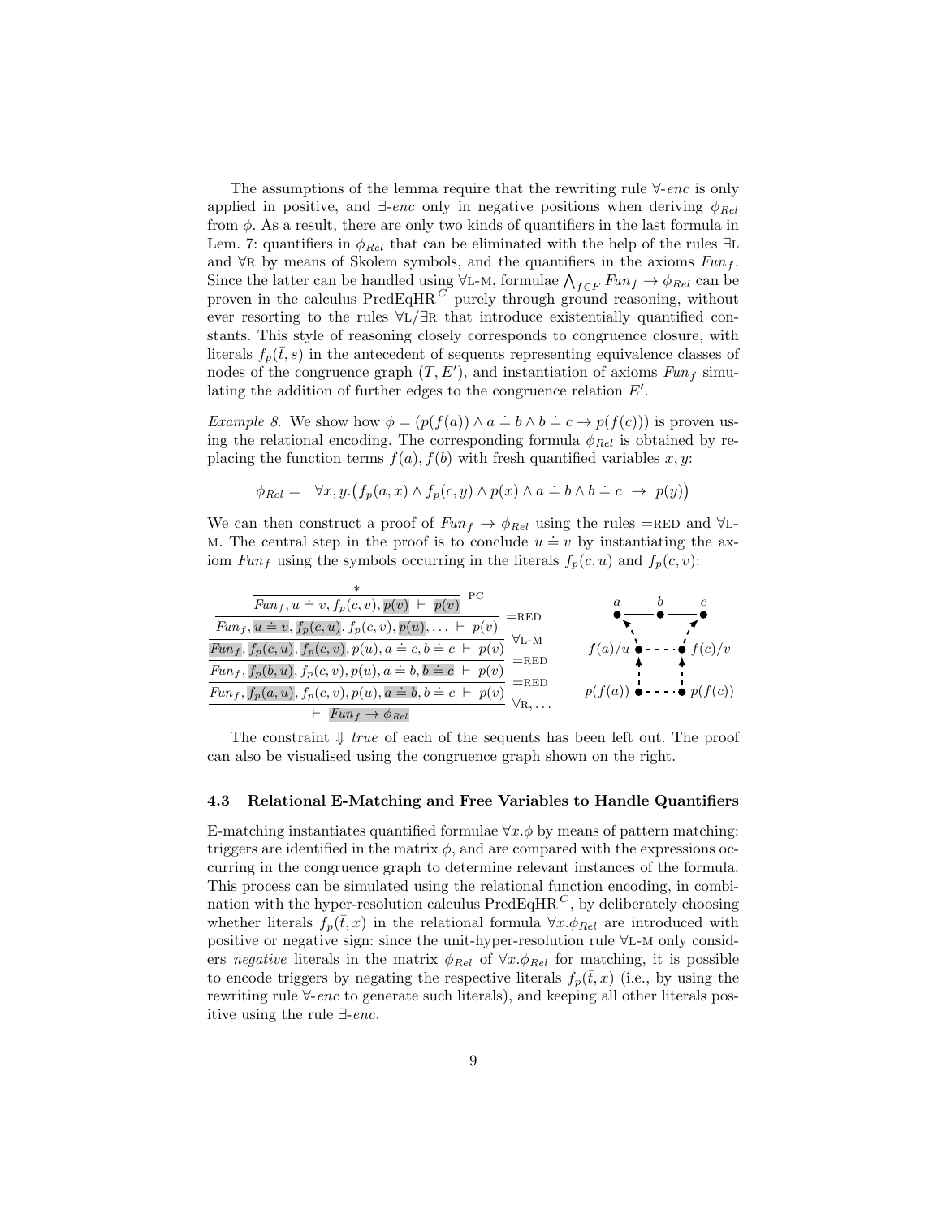The assumptions of the lemma require that the rewriting rule $\forall$-*enc* is only applied in positive, and $\exists$-*enc* only in negative positions when deriving $\phi_{Rel}$ from $\phi$. As a result, there are only two kinds of quantifiers in the last formula in Lem. 7: quantifiers in $\phi_{Rel}$ that can be eliminated with the help of the rules $\exists$L and $\forall$R by means of Skolem symbols, and the quantifiers in the axioms $Fun_f$. Since the latter can be handled using $\forall$L-M, formulae $\bigwedge_{f \in F} Fun_f \to \phi_{Rel}$ can be proven in the calculus $\text{PredEqHR}^C$ purely through ground reasoning, without ever resorting to the rules $\forall$L/$\exists$R that introduce existentially quantified constants. This style of reasoning closely corresponds to congruence closure, with literals $f_p(\bar{t}, s)$ in the antecedent of sequents representing equivalence classes of nodes of the congruence graph $(T, E')$, and instantiation of axioms $Fun_f$ simulating the addition of further edges to the congruence relation $E'$.

*Example 8.* We show how $\phi = (p(f(a)) \wedge a \doteq b \wedge b \doteq c \to p(f(c)))$ is proven using the relational encoding. The corresponding formula $\phi_{Rel}$ is obtained by replacing the function terms $f(a), f(b)$ with fresh quantified variables $x, y$:

$$\phi_{Rel} = \quad \forall x, y. \big( f_p(a, x) \wedge f_p(c, y) \wedge p(x) \wedge a \doteq b \wedge b \doteq c \;\to\; p(y) \big)$$

We can then construct a proof of $Fun_f \to \phi_{Rel}$ using the rules =RED and $\forall$L-M. The central step in the proof is to conclude $u \doteq v$ by instantiating the axiom $Fun_f$ using the symbols occurring in the literals $f_p(c, u)$ and $f_p(c, v)$:

$$\dfrac{\dfrac{\dfrac{\dfrac{\dfrac{\dfrac{*}{Fun_f, u \doteq v, f_p(c, v), p(v) \;\vdash\; p(v)}\ \text{PC}}{Fun_f, u \doteq v, f_p(c, u), f_p(c, v), p(u), \ldots \;\vdash\; p(v)}\ \text{=RED}}{Fun_f, f_p(c, u), f_p(c, v), p(u), a \doteq c, b \doteq c \;\vdash\; p(v)}\ \forall\text{L-M}}{Fun_f, f_p(b, u), f_p(c, v), p(u), a \doteq b, b \doteq c \;\vdash\; p(v)}\ \text{=RED}}{Fun_f, f_p(a, u), f_p(c, v), p(u), a \doteq b, b \doteq c \;\vdash\; p(v)}\ \text{=RED}}{\vdash\; Fun_f \to \phi_{Rel}}\ \forall\text{R}, \ldots$$

The constraint $\Downarrow$ *true* of each of the sequents has been left out. The proof can also be visualised using the congruence graph shown on the right.

### 4.3 Relational E-Matching and Free Variables to Handle Quantifiers

E-matching instantiates quantified formulae $\forall x.\phi$ by means of pattern matching: triggers are identified in the matrix $\phi$, and are compared with the expressions occurring in the congruence graph to determine relevant instances of the formula. This process can be simulated using the relational function encoding, in combination with the hyper-resolution calculus $\text{PredEqHR}^C$, by deliberately choosing whether literals $f_p(\bar{t}, x)$ in the relational formula $\forall x.\phi_{Rel}$ are introduced with positive or negative sign: since the unit-hyper-resolution rule $\forall$L-M only considers *negative* literals in the matrix $\phi_{Rel}$ of $\forall x.\phi_{Rel}$ for matching, it is possible to encode triggers by negating the respective literals $f_p(\bar{t}, x)$ (i.e., by using the rewriting rule $\forall$-*enc* to generate such literals), and keeping all other literals positive using the rule $\exists$-*enc*.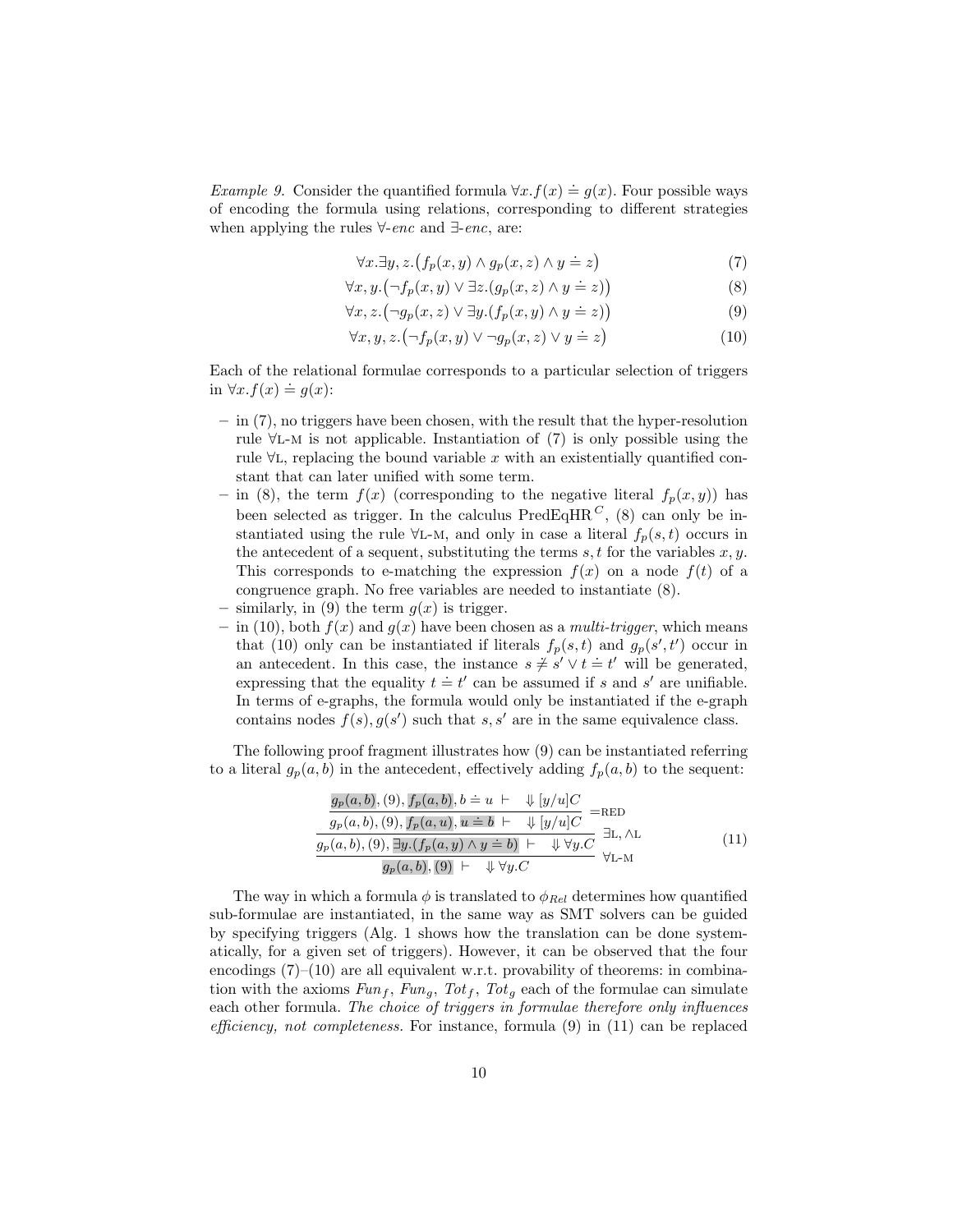*Example 9.* Consider the quantified formula $\forall x. f(x) \doteq g(x)$. Four possible ways of encoding the formula using relations, corresponding to different strategies when applying the rules $\forall$-*enc* and $\exists$-*enc*, are:

$$\forall x. \exists y, z. \big(f_p(x, y) \wedge g_p(x, z) \wedge y \doteq z\big) \tag{7}$$

$$\forall x, y. \big(\neg f_p(x, y) \vee \exists z. (g_p(x, z) \wedge y \doteq z)\big) \tag{8}$$

$$\forall x, z. \big(\neg g_p(x, z) \vee \exists y. (f_p(x, y) \wedge y \doteq z)\big) \tag{9}$$

$$\forall x, y, z. \big(\neg f_p(x, y) \vee \neg g_p(x, z) \vee y \doteq z\big) \tag{10}$$

Each of the relational formulae corresponds to a particular selection of triggers in $\forall x. f(x) \doteq g(x)$:

- in (7), no triggers have been chosen, with the result that the hyper-resolution rule $\forall$L-M is not applicable. Instantiation of (7) is only possible using the rule $\forall$L, replacing the bound variable $x$ with an existentially quantified constant that can later unified with some term.
- in (8), the term $f(x)$ (corresponding to the negative literal $f_p(x, y)$) has been selected as trigger. In the calculus PredEqHR$^C$, (8) can only be instantiated using the rule $\forall$L-M, and only in case a literal $f_p(s, t)$ occurs in the antecedent of a sequent, substituting the terms $s, t$ for the variables $x, y$. This corresponds to e-matching the expression $f(x)$ on a node $f(t)$ of a congruence graph. No free variables are needed to instantiate (8).
- similarly, in (9) the term $g(x)$ is trigger.
- in (10), both $f(x)$ and $g(x)$ have been chosen as a *multi-trigger*, which means that (10) only can be instantiated if literals $f_p(s, t)$ and $g_p(s', t')$ occur in an antecedent. In this case, the instance $s \not\doteq s' \vee t \doteq t'$ will be generated, expressing that the equality $t \doteq t'$ can be assumed if $s$ and $s'$ are unifiable. In terms of e-graphs, the formula would only be instantiated if the e-graph contains nodes $f(s), g(s')$ such that $s, s'$ are in the same equivalence class.

The following proof fragment illustrates how (9) can be instantiated referring to a literal $g_p(a, b)$ in the antecedent, effectively adding $f_p(a, b)$ to the sequent:

$$\cfrac{\cfrac{\cfrac{g_p(a,b), (9), f_p(a,b), b \doteq u \ \vdash \ \Downarrow [y/u]C}{g_p(a,b), (9), f_p(a,u), u \doteq b \ \vdash \ \Downarrow [y/u]C} =\text{RED}}{g_p(a,b), (9), \exists y. (f_p(a,y) \wedge y \doteq b) \ \vdash \ \Downarrow \forall y. C} \exists\text{L}, \wedge\text{L}}{g_p(a,b), (9) \ \vdash \ \Downarrow \forall y. C} \forall\text{L-M} \tag{11}$$

The way in which a formula $\phi$ is translated to $\phi_{Rel}$ determines how quantified sub-formulae are instantiated, in the same way as SMT solvers can be guided by specifying triggers (Alg. 1 shows how the translation can be done systematically, for a given set of triggers). However, it can be observed that the four encodings (7)–(10) are all equivalent w.r.t. provability of theorems: in combination with the axioms $Fun_f$, $Fun_g$, $Tot_f$, $Tot_g$ each of the formulae can simulate each other formula. *The choice of triggers in formulae therefore only influences efficiency, not completeness.* For instance, formula (9) in (11) can be replaced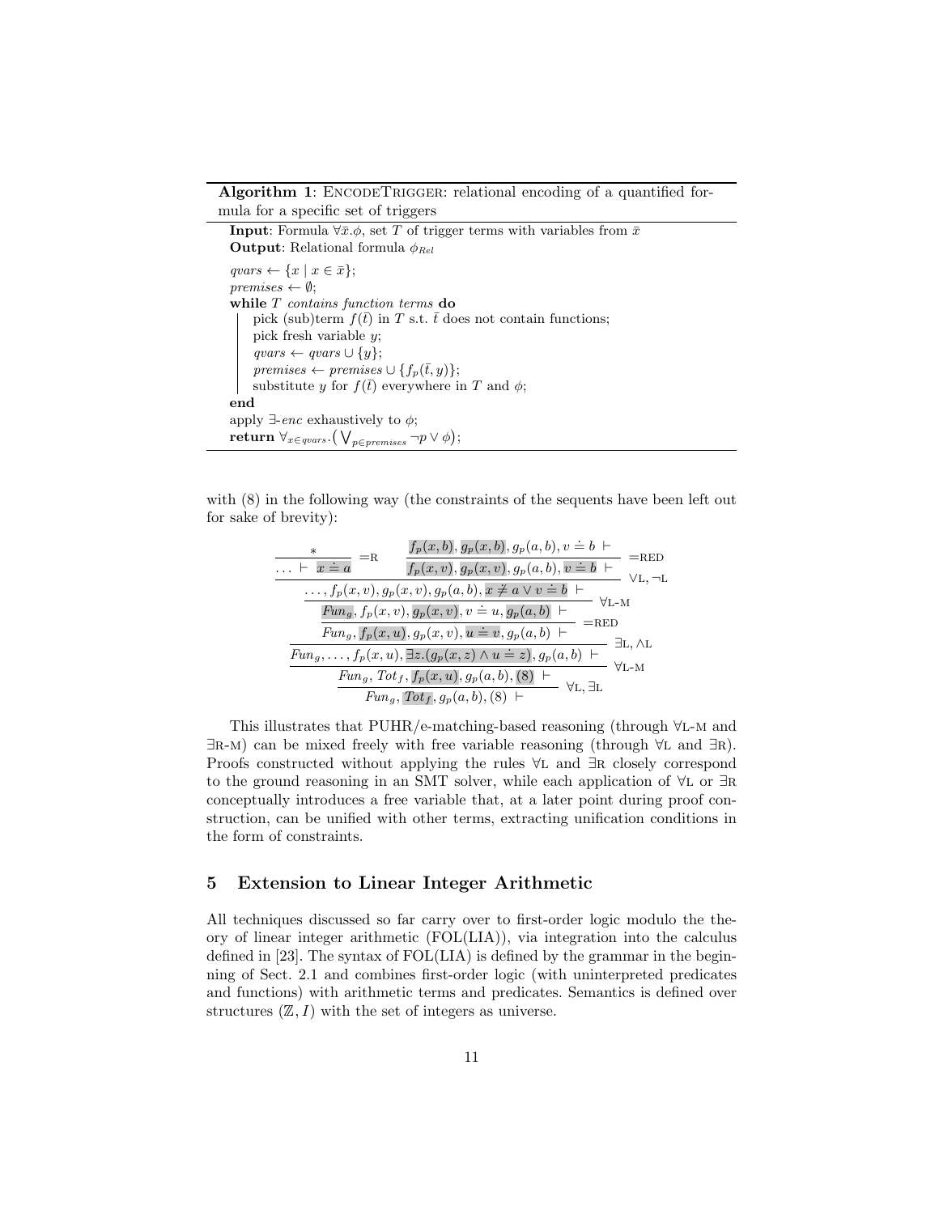**Algorithm 1**: EncodeTrigger: relational encoding of a quantified formula for a specific set of triggers

---

**Input**: Formula $\forall \bar{x}.\phi$, set $T$ of trigger terms with variables from $\bar{x}$
**Output**: Relational formula $\phi_{Rel}$

$qvars \leftarrow \{x \mid x \in \bar{x}\}$;
$premises \leftarrow \emptyset$;
**while** *$T$ contains function terms* **do**
  pick (sub)term $f(\bar{t})$ in $T$ s.t. $\bar{t}$ does not contain functions;
  pick fresh variable $y$;
  $qvars \leftarrow qvars \cup \{y\}$;
  $premises \leftarrow premises \cup \{f_p(\bar{t}, y)\}$;
  substitute $y$ for $f(\bar{t})$ everywhere in $T$ and $\phi$;
**end**
apply $\exists$-*enc* exhaustively to $\phi$;
**return** $\forall_{x \in qvars}.\big(\bigvee_{p \in premises} \neg p \vee \phi\big)$;

---

with (8) in the following way (the constraints of the sequents have been left out for sake of brevity):

$$
\dfrac{
\dfrac{
\dfrac{*}{\ldots \vdash x \doteq a}\;{=}\text{R}
\qquad
\dfrac{f_p(x,b), g_p(x,b), g_p(a,b), v \doteq b \;\vdash}{f_p(x,v), g_p(x,v), g_p(a,b), v \doteq b \;\vdash}\;{=}\text{RED}
}{
\dfrac{\ldots, f_p(x,v), g_p(x,v), g_p(a,b), x \not\doteq a \vee v \doteq b \;\vdash}{
\dfrac{Fun_g, f_p(x,v), g_p(x,v), v \doteq u, g_p(a,b) \;\vdash}{
\dfrac{Fun_g, f_p(x,u), g_p(x,v), u \doteq v, g_p(a,b) \;\vdash}{
Fun_g, \ldots, f_p(x,u), \exists z.(g_p(x,z) \wedge u \doteq z), g_p(a,b) \;\vdash
}\;{=}\text{RED}
}\;\forall\text{L-M}
}
}\;\vee\text{L}, \neg\text{L}
}{
\dfrac{Fun_g, Tot_f, f_p(x,u), g_p(a,b), (8) \;\vdash}{Fun_g, Tot_f, g_p(a,b), (8) \;\vdash}\;\forall\text{L}, \exists\text{L}
}\;\exists\text{L}, \wedge\text{L} \;/\; \forall\text{L-M}
$$

This illustrates that PUHR/e-matching-based reasoning (through $\forall$L-M and $\exists$R-M) can be mixed freely with free variable reasoning (through $\forall$L and $\exists$R). Proofs constructed without applying the rules $\forall$L and $\exists$R closely correspond to the ground reasoning in an SMT solver, while each application of $\forall$L or $\exists$R conceptually introduces a free variable that, at a later point during proof construction, can be unified with other terms, extracting unification conditions in the form of constraints.

## 5 Extension to Linear Integer Arithmetic

All techniques discussed so far carry over to first-order logic modulo the theory of linear integer arithmetic (FOL(LIA)), via integration into the calculus defined in [23]. The syntax of FOL(LIA) is defined by the grammar in the beginning of Sect. 2.1 and combines first-order logic (with uninterpreted predicates and functions) with arithmetic terms and predicates. Semantics is defined over structures $(\mathbb{Z}, I)$ with the set of integers as universe.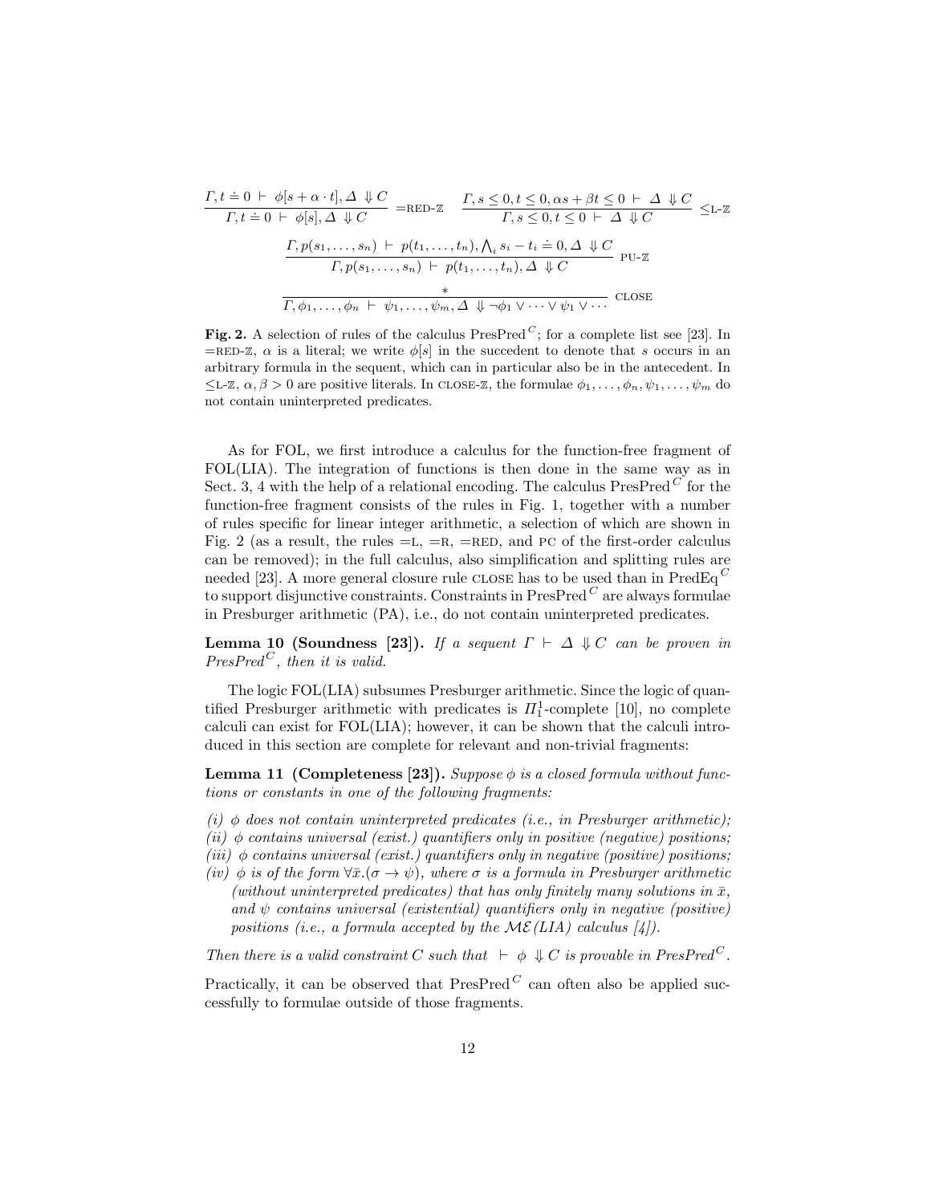$$\frac{\Gamma, t \doteq 0 \ \vdash \ \phi[s + \alpha \cdot t], \Delta \ \Downarrow C}{\Gamma, t \doteq 0 \ \vdash \ \phi[s], \Delta \ \Downarrow C} \ =\text{RED-}\mathbb{Z} \qquad \frac{\Gamma, s \leq 0, t \leq 0, \alpha s + \beta t \leq 0 \ \vdash \ \Delta \ \Downarrow C}{\Gamma, s \leq 0, t \leq 0 \ \vdash \ \Delta \ \Downarrow C} \ \leq\text{L-}\mathbb{Z}$$

$$\frac{\Gamma, p(s_1, \ldots, s_n) \ \vdash \ p(t_1, \ldots, t_n), \bigwedge_i s_i - t_i \doteq 0, \Delta \ \Downarrow C}{\Gamma, p(s_1, \ldots, s_n) \ \vdash \ p(t_1, \ldots, t_n), \Delta \ \Downarrow C} \ \text{PU-}\mathbb{Z}$$

$$\frac{*}{\Gamma, \phi_1, \ldots, \phi_n \ \vdash \ \psi_1, \ldots, \psi_m, \Delta \ \Downarrow \neg\phi_1 \vee \cdots \vee \psi_1 \vee \cdots} \ \text{CLOSE}$$

**Fig. 2.** A selection of rules of the calculus $\text{PresPred}^C$; for a complete list see [23]. In =RED-$\mathbb{Z}$, $\alpha$ is a literal; we write $\phi[s]$ in the succedent to denote that $s$ occurs in an arbitrary formula in the sequent, which can in particular also be in the antecedent. In $\leq$L-$\mathbb{Z}$, $\alpha, \beta > 0$ are positive literals. In CLOSE-$\mathbb{Z}$, the formulae $\phi_1, \ldots, \phi_n, \psi_1, \ldots, \psi_m$ do not contain uninterpreted predicates.

As for FOL, we first introduce a calculus for the function-free fragment of FOL(LIA). The integration of functions is then done in the same way as in Sect. 3, 4 with the help of a relational encoding. The calculus $\text{PresPred}^C$ for the function-free fragment consists of the rules in Fig. 1, together with a number of rules specific for linear integer arithmetic, a selection of which are shown in Fig. 2 (as a result, the rules =L, =R, =RED, and PC of the first-order calculus can be removed); in the full calculus, also simplification and splitting rules are needed [23]. A more general closure rule CLOSE has to be used than in $\text{PredEq}^C$ to support disjunctive constraints. Constraints in $\text{PresPred}^C$ are always formulae in Presburger arithmetic (PA), i.e., do not contain uninterpreted predicates.

**Lemma 10 (Soundness [23]).** *If a sequent $\Gamma \vdash \Delta \Downarrow C$ can be proven in $\text{PresPred}^C$, then it is valid.*

The logic FOL(LIA) subsumes Presburger arithmetic. Since the logic of quantified Presburger arithmetic with predicates is $\Pi^1_1$-complete [10], no complete calculi can exist for FOL(LIA); however, it can be shown that the calculi introduced in this section are complete for relevant and non-trivial fragments:

**Lemma 11 (Completeness [23]).** *Suppose $\phi$ is a closed formula without functions or constants in one of the following fragments:*

*(i) $\phi$ does not contain uninterpreted predicates (i.e., in Presburger arithmetic);*
*(ii) $\phi$ contains universal (exist.) quantifiers only in positive (negative) positions;*
*(iii) $\phi$ contains universal (exist.) quantifiers only in negative (positive) positions;*
*(iv) $\phi$ is of the form $\forall \bar{x}.(\sigma \to \psi)$, where $\sigma$ is a formula in Presburger arithmetic (without uninterpreted predicates) that has only finitely many solutions in $\bar{x}$, and $\psi$ contains universal (existential) quantifiers only in negative (positive) positions (i.e., a formula accepted by the $\mathcal{ME}(LIA)$ calculus [4]).*

*Then there is a valid constraint $C$ such that $\vdash \phi \Downarrow C$ is provable in $\text{PresPred}^C$.*

Practically, it can be observed that $\text{PresPred}^C$ can often also be applied successfully to formulae outside of those fragments.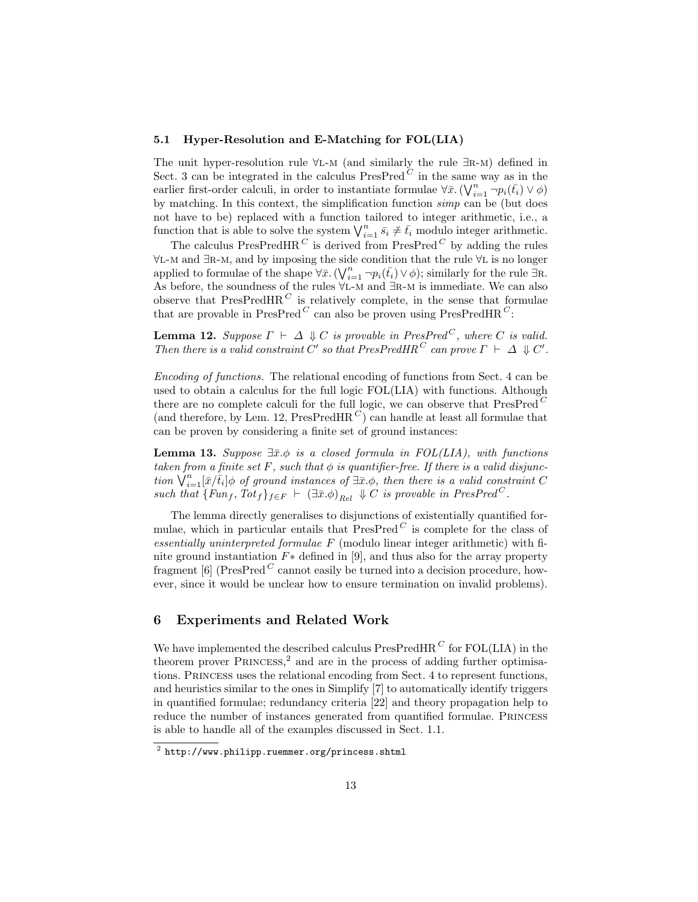### 5.1 Hyper-Resolution and E-Matching for FOL(LIA)

The unit hyper-resolution rule ∀L-M (and similarly the rule ∃R-M) defined in Sect. 3 can be integrated in the calculus $\mathrm{PresPred}^C$ in the same way as in the earlier first-order calculi, in order to instantiate formulae $\forall \bar{x}. (\bigvee_{i=1}^{n} \neg p_i(\bar{t_i}) \vee \phi)$ by matching. In this context, the simplification function *simp* can be (but does not have to be) replaced with a function tailored to integer arithmetic, i.e., a function that is able to solve the system $\bigvee_{i=1}^{n} \bar{s_i} \not\doteq \bar{t_i}$ modulo integer arithmetic.

The calculus $\mathrm{PresPredHR}^C$ is derived from $\mathrm{PresPred}^C$ by adding the rules ∀L-M and ∃R-M, and by imposing the side condition that the rule ∀L is no longer applied to formulae of the shape $\forall \bar{x}. (\bigvee_{i=1}^{n} \neg p_i(\bar{t_i}) \vee \phi)$; similarly for the rule ∃R. As before, the soundness of the rules ∀L-M and ∃R-M is immediate. We can also observe that $\mathrm{PresPredHR}^C$ is relatively complete, in the sense that formulae that are provable in $\mathrm{PresPred}^C$ can also be proven using $\mathrm{PresPredHR}^C$:

**Lemma 12.** *Suppose $\Gamma \vdash \Delta \Downarrow C$ is provable in $\mathit{PresPred}^C$, where $C$ is valid. Then there is a valid constraint $C'$ so that $\mathit{PresPredHR}^C$ can prove $\Gamma \vdash \Delta \Downarrow C'$.*

*Encoding of functions.* The relational encoding of functions from Sect. 4 can be used to obtain a calculus for the full logic FOL(LIA) with functions. Although there are no complete calculi for the full logic, we can observe that $\mathrm{PresPred}^C$ (and therefore, by Lem. 12, $\mathrm{PresPredHR}^C$) can handle at least all formulae that can be proven by considering a finite set of ground instances:

**Lemma 13.** *Suppose $\exists \bar{x}.\phi$ is a closed formula in FOL(LIA), with functions taken from a finite set $F$, such that $\phi$ is quantifier-free. If there is a valid disjunction $\bigvee_{i=1}^{n} [\bar{x}/\bar{t_i}]\phi$ of ground instances of $\exists \bar{x}.\phi$, then there is a valid constraint $C$ such that $\{Fun_f, Tot_f\}_{f \in F} \vdash (\exists \bar{x}.\phi)_{Rel} \Downarrow C$ is provable in $\mathit{PresPred}^C$.*

The lemma directly generalises to disjunctions of existentially quantified formulae, which in particular entails that $\mathrm{PresPred}^C$ is complete for the class of *essentially uninterpreted formulae* $F$ (modulo linear integer arithmetic) with finite ground instantiation $F*$ defined in [9], and thus also for the array property fragment [6] ($\mathrm{PresPred}^C$ cannot easily be turned into a decision procedure, however, since it would be unclear how to ensure termination on invalid problems).

## 6 Experiments and Related Work

We have implemented the described calculus $\mathrm{PresPredHR}^C$ for FOL(LIA) in the theorem prover PRINCESS,[2] and are in the process of adding further optimisations. PRINCESS uses the relational encoding from Sect. 4 to represent functions, and heuristics similar to the ones in Simplify [7] to automatically identify triggers in quantified formulae; redundancy criteria [22] and theory propagation help to reduce the number of instances generated from quantified formulae. PRINCESS is able to handle all of the examples discussed in Sect. 1.1.

[2] http://www.philipp.ruemmer.org/princess.shtml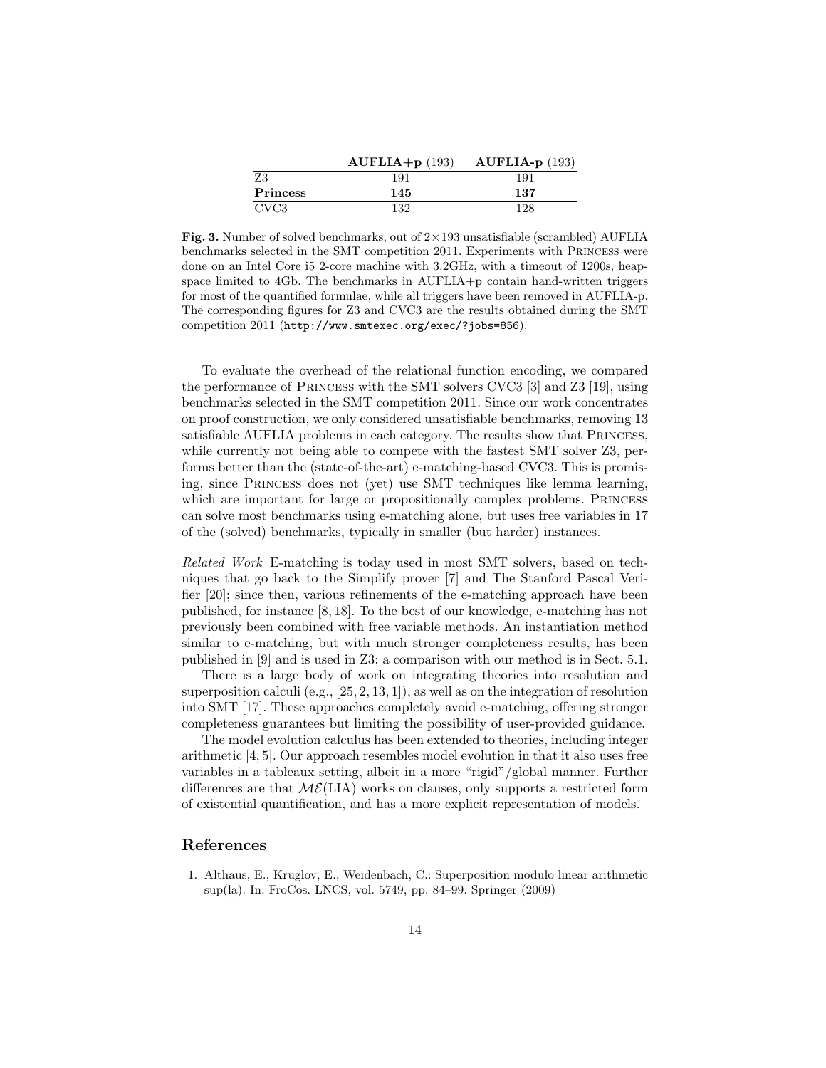|  | **AUFLIA+p** (193) | **AUFLIA-p** (193) |
|---|---|---|
| Z3 | 191 | 191 |
| **Princess** | **145** | **137** |
| CVC3 | 132 | 128 |

**Fig. 3.** Number of solved benchmarks, out of $2 \times 193$ unsatisfiable (scrambled) AUFLIA benchmarks selected in the SMT competition 2011. Experiments with Princess were done on an Intel Core i5 2-core machine with 3.2GHz, with a timeout of 1200s, heap-space limited to 4Gb. The benchmarks in AUFLIA+p contain hand-written triggers for most of the quantified formulae, while all triggers have been removed in AUFLIA-p. The corresponding figures for Z3 and CVC3 are the results obtained during the SMT competition 2011 (`http://www.smtexec.org/exec/?jobs=856`).

To evaluate the overhead of the relational function encoding, we compared the performance of Princess with the SMT solvers CVC3 [3] and Z3 [19], using benchmarks selected in the SMT competition 2011. Since our work concentrates on proof construction, we only considered unsatisfiable benchmarks, removing 13 satisfiable AUFLIA problems in each category. The results show that Princess, while currently not being able to compete with the fastest SMT solver Z3, performs better than the (state-of-the-art) e-matching-based CVC3. This is promising, since Princess does not (yet) use SMT techniques like lemma learning, which are important for large or propositionally complex problems. Princess can solve most benchmarks using e-matching alone, but uses free variables in 17 of the (solved) benchmarks, typically in smaller (but harder) instances.

*Related Work* E-matching is today used in most SMT solvers, based on techniques that go back to the Simplify prover [7] and The Stanford Pascal Verifier [20]; since then, various refinements of the e-matching approach have been published, for instance [8, 18]. To the best of our knowledge, e-matching has not previously been combined with free variable methods. An instantiation method similar to e-matching, but with much stronger completeness results, has been published in [9] and is used in Z3; a comparison with our method is in Sect. 5.1.

There is a large body of work on integrating theories into resolution and superposition calculi (e.g., [25, 2, 13, 1]), as well as on the integration of resolution into SMT [17]. These approaches completely avoid e-matching, offering stronger completeness guarantees but limiting the possibility of user-provided guidance.

The model evolution calculus has been extended to theories, including integer arithmetic [4, 5]. Our approach resembles model evolution in that it also uses free variables in a tableaux setting, albeit in a more "rigid"/global manner. Further differences are that $\mathcal{ME}$(LIA) works on clauses, only supports a restricted form of existential quantification, and has a more explicit representation of models.

## References

1. Althaus, E., Kruglov, E., Weidenbach, C.: Superposition modulo linear arithmetic sup(la). In: FroCos. LNCS, vol. 5749, pp. 84–99. Springer (2009)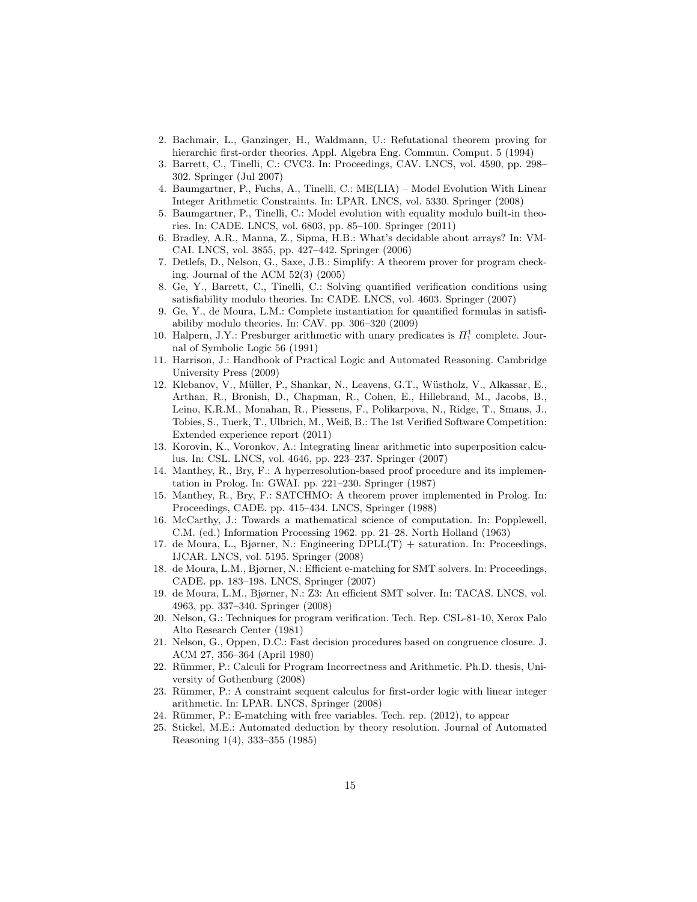2. Bachmair, L., Ganzinger, H., Waldmann, U.: Refutational theorem proving for hierarchic first-order theories. Appl. Algebra Eng. Commun. Comput. 5 (1994)
3. Barrett, C., Tinelli, C.: CVC3. In: Proceedings, CAV. LNCS, vol. 4590, pp. 298–302. Springer (Jul 2007)
4. Baumgartner, P., Fuchs, A., Tinelli, C.: ME(LIA) – Model Evolution With Linear Integer Arithmetic Constraints. In: LPAR. LNCS, vol. 5330. Springer (2008)
5. Baumgartner, P., Tinelli, C.: Model evolution with equality modulo built-in theories. In: CADE. LNCS, vol. 6803, pp. 85–100. Springer (2011)
6. Bradley, A.R., Manna, Z., Sipma, H.B.: What's decidable about arrays? In: VMCAI. LNCS, vol. 3855, pp. 427–442. Springer (2006)
7. Detlefs, D., Nelson, G., Saxe, J.B.: Simplify: A theorem prover for program checking. Journal of the ACM 52(3) (2005)
8. Ge, Y., Barrett, C., Tinelli, C.: Solving quantified verification conditions using satisfiability modulo theories. In: CADE. LNCS, vol. 4603. Springer (2007)
9. Ge, Y., de Moura, L.M.: Complete instantiation for quantified formulas in satisfiabiliby modulo theories. In: CAV. pp. 306–320 (2009)
10. Halpern, J.Y.: Presburger arithmetic with unary predicates is $\Pi^1_1$ complete. Journal of Symbolic Logic 56 (1991)
11. Harrison, J.: Handbook of Practical Logic and Automated Reasoning. Cambridge University Press (2009)
12. Klebanov, V., Müller, P., Shankar, N., Leavens, G.T., Wüstholz, V., Alkassar, E., Arthan, R., Bronish, D., Chapman, R., Cohen, E., Hillebrand, M., Jacobs, B., Leino, K.R.M., Monahan, R., Piessens, F., Polikarpova, N., Ridge, T., Smans, J., Tobies, S., Tuerk, T., Ulbrich, M., Weiß, B.: The 1st Verified Software Competition: Extended experience report (2011)
13. Korovin, K., Voronkov, A.: Integrating linear arithmetic into superposition calculus. In: CSL. LNCS, vol. 4646, pp. 223–237. Springer (2007)
14. Manthey, R., Bry, F.: A hyperresolution-based proof procedure and its implementation in Prolog. In: GWAI. pp. 221–230. Springer (1987)
15. Manthey, R., Bry, F.: SATCHMO: A theorem prover implemented in Prolog. In: Proceedings, CADE. pp. 415–434. LNCS, Springer (1988)
16. McCarthy, J.: Towards a mathematical science of computation. In: Popplewell, C.M. (ed.) Information Processing 1962. pp. 21–28. North Holland (1963)
17. de Moura, L., Bjørner, N.: Engineering DPLL(T) + saturation. In: Proceedings, IJCAR. LNCS, vol. 5195. Springer (2008)
18. de Moura, L.M., Bjørner, N.: Efficient e-matching for SMT solvers. In: Proceedings, CADE. pp. 183–198. LNCS, Springer (2007)
19. de Moura, L.M., Bjørner, N.: Z3: An efficient SMT solver. In: TACAS. LNCS, vol. 4963, pp. 337–340. Springer (2008)
20. Nelson, G.: Techniques for program verification. Tech. Rep. CSL-81-10, Xerox Palo Alto Research Center (1981)
21. Nelson, G., Oppen, D.C.: Fast decision procedures based on congruence closure. J. ACM 27, 356–364 (April 1980)
22. Rümmer, P.: Calculi for Program Incorrectness and Arithmetic. Ph.D. thesis, University of Gothenburg (2008)
23. Rümmer, P.: A constraint sequent calculus for first-order logic with linear integer arithmetic. In: LPAR. LNCS, Springer (2008)
24. Rümmer, P.: E-matching with free variables. Tech. rep. (2012), to appear
25. Stickel, M.E.: Automated deduction by theory resolution. Journal of Automated Reasoning 1(4), 333–355 (1985)